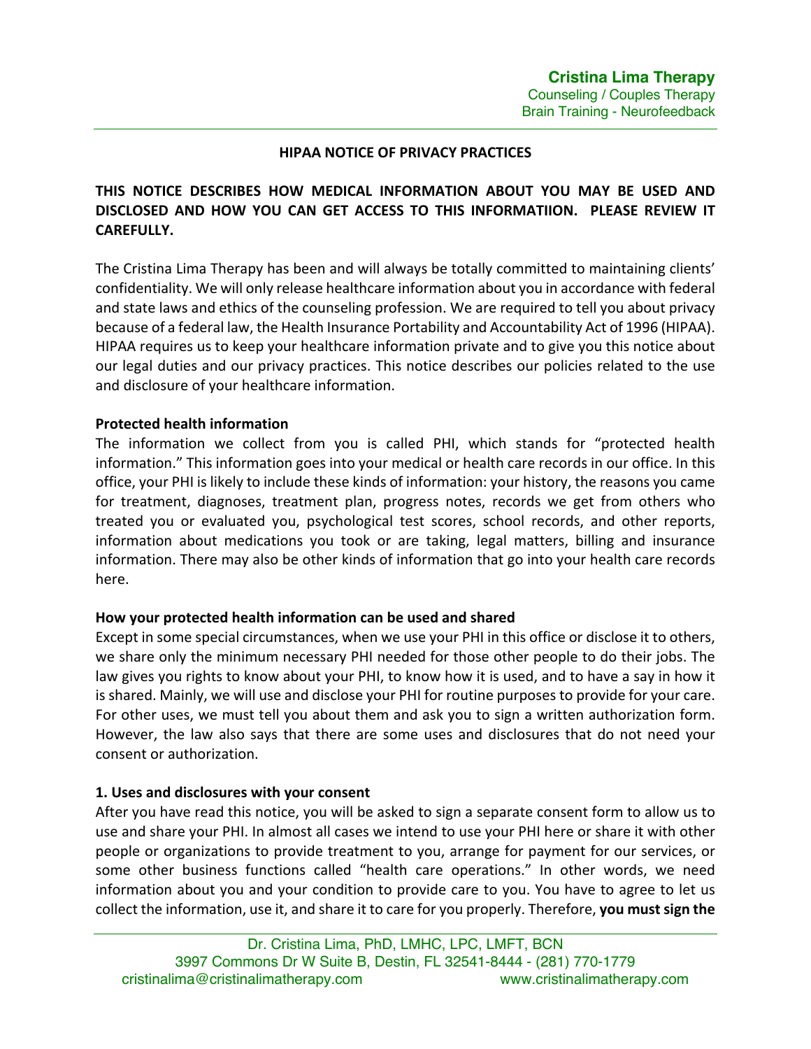**Cristina Lima Therapy**
Counseling / Couples Therapy
Brain Training - Neurofeedback

## HIPAA NOTICE OF PRIVACY PRACTICES

**THIS NOTICE DESCRIBES HOW MEDICAL INFORMATION ABOUT YOU MAY BE USED AND DISCLOSED AND HOW YOU CAN GET ACCESS TO THIS INFORMATIION. PLEASE REVIEW IT CAREFULLY.**

The Cristina Lima Therapy has been and will always be totally committed to maintaining clients' confidentiality. We will only release healthcare information about you in accordance with federal and state laws and ethics of the counseling profession. We are required to tell you about privacy because of a federal law, the Health Insurance Portability and Accountability Act of 1996 (HIPAA). HIPAA requires us to keep your healthcare information private and to give you this notice about our legal duties and our privacy practices. This notice describes our policies related to the use and disclosure of your healthcare information.

**Protected health information**

The information we collect from you is called PHI, which stands for "protected health information." This information goes into your medical or health care records in our office. In this office, your PHI is likely to include these kinds of information: your history, the reasons you came for treatment, diagnoses, treatment plan, progress notes, records we get from others who treated you or evaluated you, psychological test scores, school records, and other reports, information about medications you took or are taking, legal matters, billing and insurance information. There may also be other kinds of information that go into your health care records here.

**How your protected health information can be used and shared**

Except in some special circumstances, when we use your PHI in this office or disclose it to others, we share only the minimum necessary PHI needed for those other people to do their jobs. The law gives you rights to know about your PHI, to know how it is used, and to have a say in how it is shared. Mainly, we will use and disclose your PHI for routine purposes to provide for your care. For other uses, we must tell you about them and ask you to sign a written authorization form. However, the law also says that there are some uses and disclosures that do not need your consent or authorization.

**1. Uses and disclosures with your consent**

After you have read this notice, you will be asked to sign a separate consent form to allow us to use and share your PHI. In almost all cases we intend to use your PHI here or share it with other people or organizations to provide treatment to you, arrange for payment for our services, or some other business functions called "health care operations." In other words, we need information about you and your condition to provide care to you. You have to agree to let us collect the information, use it, and share it to care for you properly. Therefore, **you must sign the**

Dr. Cristina Lima, PhD, LMHC, LPC, LMFT, BCN
3997 Commons Dr W Suite B, Destin, FL 32541-8444 - (281) 770-1779
cristinalima@cristinalimatherapy.com www.cristinalimatherapy.com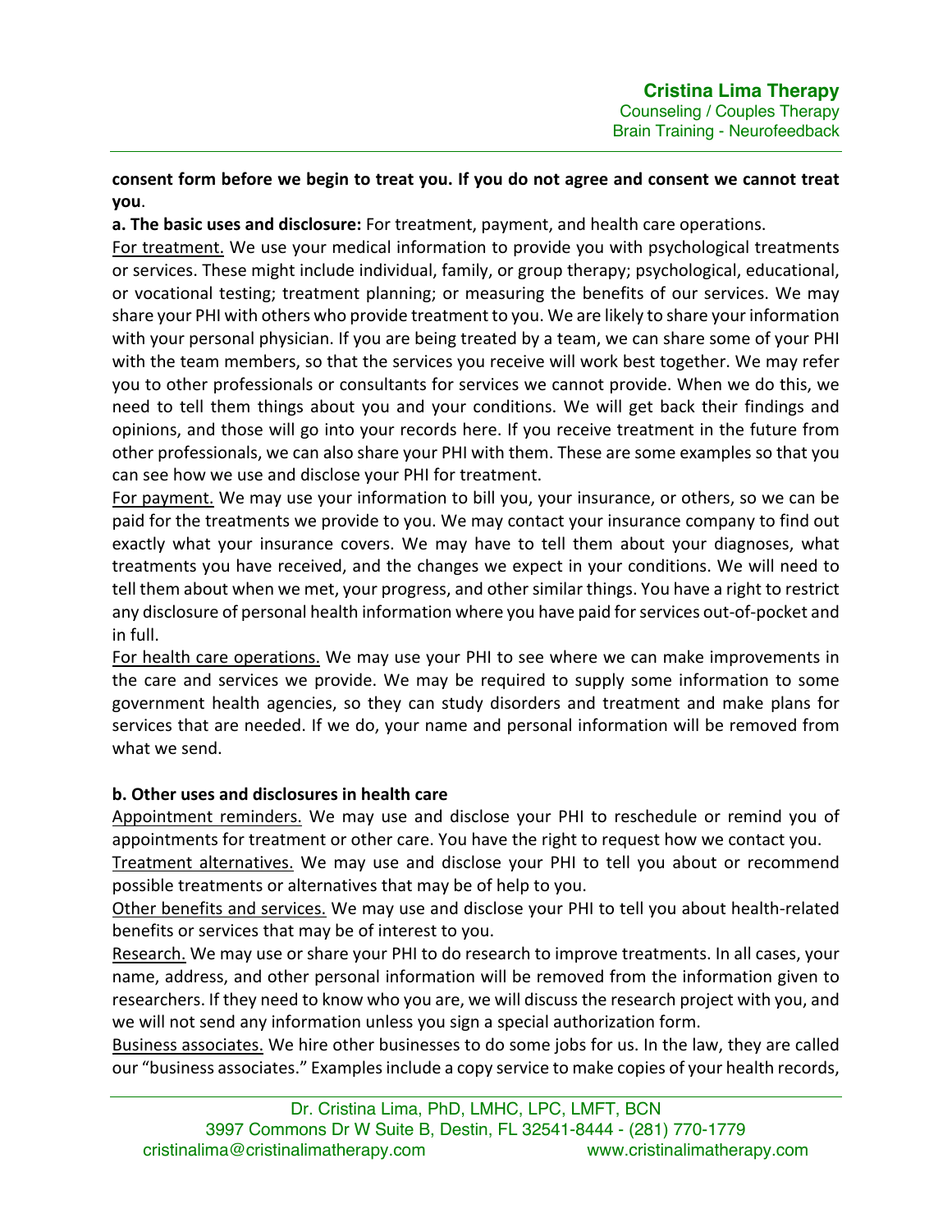**consent form before we begin to treat you. If you do not agree and consent we cannot treat you**.

**a. The basic uses and disclosure:** For treatment, payment, and health care operations.

<u>For treatment.</u> We use your medical information to provide you with psychological treatments or services. These might include individual, family, or group therapy; psychological, educational, or vocational testing; treatment planning; or measuring the benefits of our services. We may share your PHI with others who provide treatment to you. We are likely to share your information with your personal physician. If you are being treated by a team, we can share some of your PHI with the team members, so that the services you receive will work best together. We may refer you to other professionals or consultants for services we cannot provide. When we do this, we need to tell them things about you and your conditions. We will get back their findings and opinions, and those will go into your records here. If you receive treatment in the future from other professionals, we can also share your PHI with them. These are some examples so that you can see how we use and disclose your PHI for treatment.

<u>For payment.</u> We may use your information to bill you, your insurance, or others, so we can be paid for the treatments we provide to you. We may contact your insurance company to find out exactly what your insurance covers. We may have to tell them about your diagnoses, what treatments you have received, and the changes we expect in your conditions. We will need to tell them about when we met, your progress, and other similar things. You have a right to restrict any disclosure of personal health information where you have paid for services out-of-pocket and in full.

<u>For health care operations.</u> We may use your PHI to see where we can make improvements in the care and services we provide. We may be required to supply some information to some government health agencies, so they can study disorders and treatment and make plans for services that are needed. If we do, your name and personal information will be removed from what we send.

**b. Other uses and disclosures in health care**

<u>Appointment reminders.</u> We may use and disclose your PHI to reschedule or remind you of appointments for treatment or other care. You have the right to request how we contact you.

<u>Treatment alternatives.</u> We may use and disclose your PHI to tell you about or recommend possible treatments or alternatives that may be of help to you.

<u>Other benefits and services.</u> We may use and disclose your PHI to tell you about health-related benefits or services that may be of interest to you.

<u>Research.</u> We may use or share your PHI to do research to improve treatments. In all cases, your name, address, and other personal information will be removed from the information given to researchers. If they need to know who you are, we will discuss the research project with you, and we will not send any information unless you sign a special authorization form.

<u>Business associates.</u> We hire other businesses to do some jobs for us. In the law, they are called our "business associates." Examples include a copy service to make copies of your health records,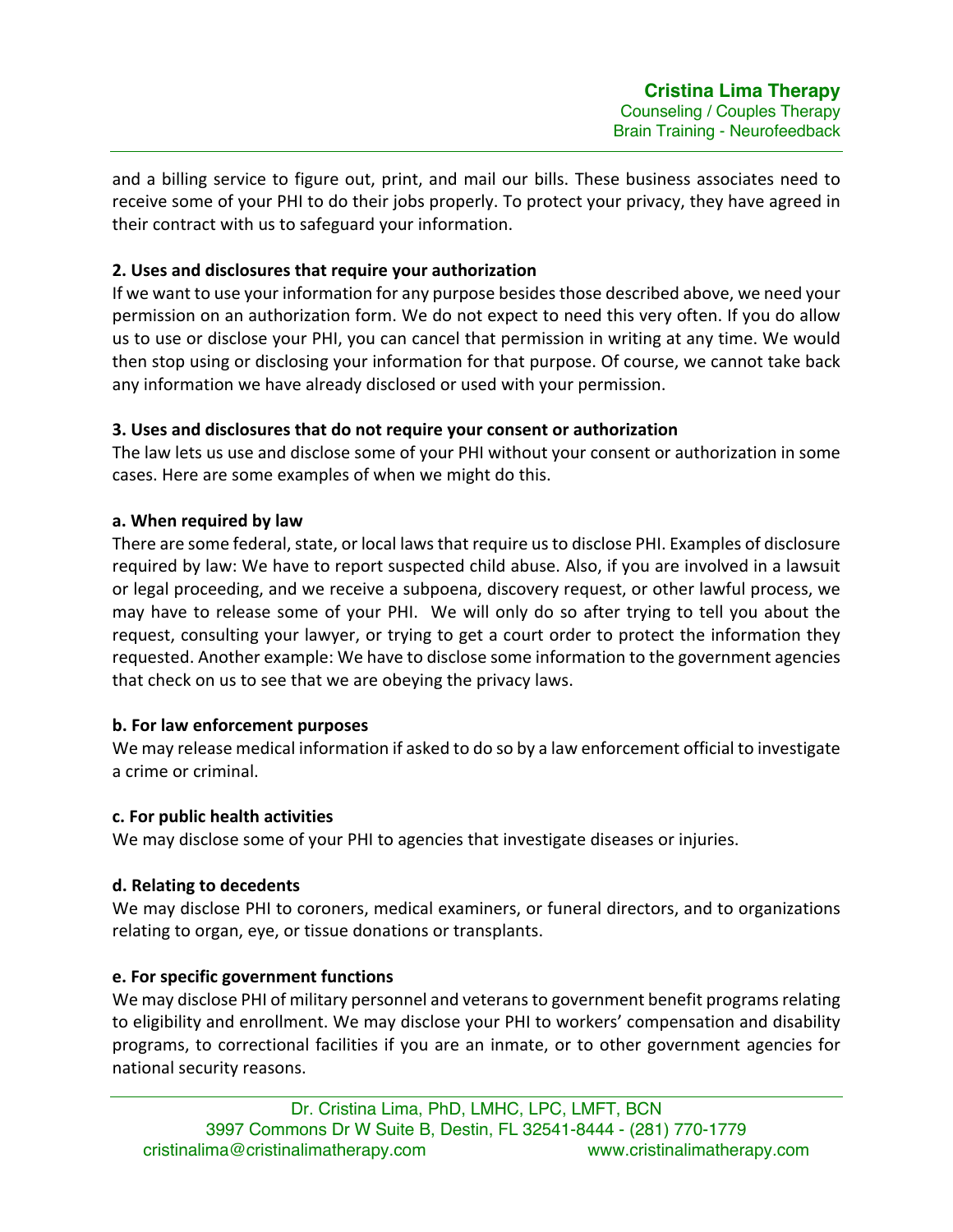and a billing service to figure out, print, and mail our bills. These business associates need to receive some of your PHI to do their jobs properly. To protect your privacy, they have agreed in their contract with us to safeguard your information.

**2. Uses and disclosures that require your authorization**

If we want to use your information for any purpose besides those described above, we need your permission on an authorization form. We do not expect to need this very often. If you do allow us to use or disclose your PHI, you can cancel that permission in writing at any time. We would then stop using or disclosing your information for that purpose. Of course, we cannot take back any information we have already disclosed or used with your permission.

**3. Uses and disclosures that do not require your consent or authorization**

The law lets us use and disclose some of your PHI without your consent or authorization in some cases. Here are some examples of when we might do this.

**a. When required by law**

There are some federal, state, or local laws that require us to disclose PHI. Examples of disclosure required by law: We have to report suspected child abuse. Also, if you are involved in a lawsuit or legal proceeding, and we receive a subpoena, discovery request, or other lawful process, we may have to release some of your PHI. We will only do so after trying to tell you about the request, consulting your lawyer, or trying to get a court order to protect the information they requested. Another example: We have to disclose some information to the government agencies that check on us to see that we are obeying the privacy laws.

**b. For law enforcement purposes**

We may release medical information if asked to do so by a law enforcement official to investigate a crime or criminal.

**c. For public health activities**

We may disclose some of your PHI to agencies that investigate diseases or injuries.

**d. Relating to decedents**

We may disclose PHI to coroners, medical examiners, or funeral directors, and to organizations relating to organ, eye, or tissue donations or transplants.

**e. For specific government functions**

We may disclose PHI of military personnel and veterans to government benefit programs relating to eligibility and enrollment. We may disclose your PHI to workers' compensation and disability programs, to correctional facilities if you are an inmate, or to other government agencies for national security reasons.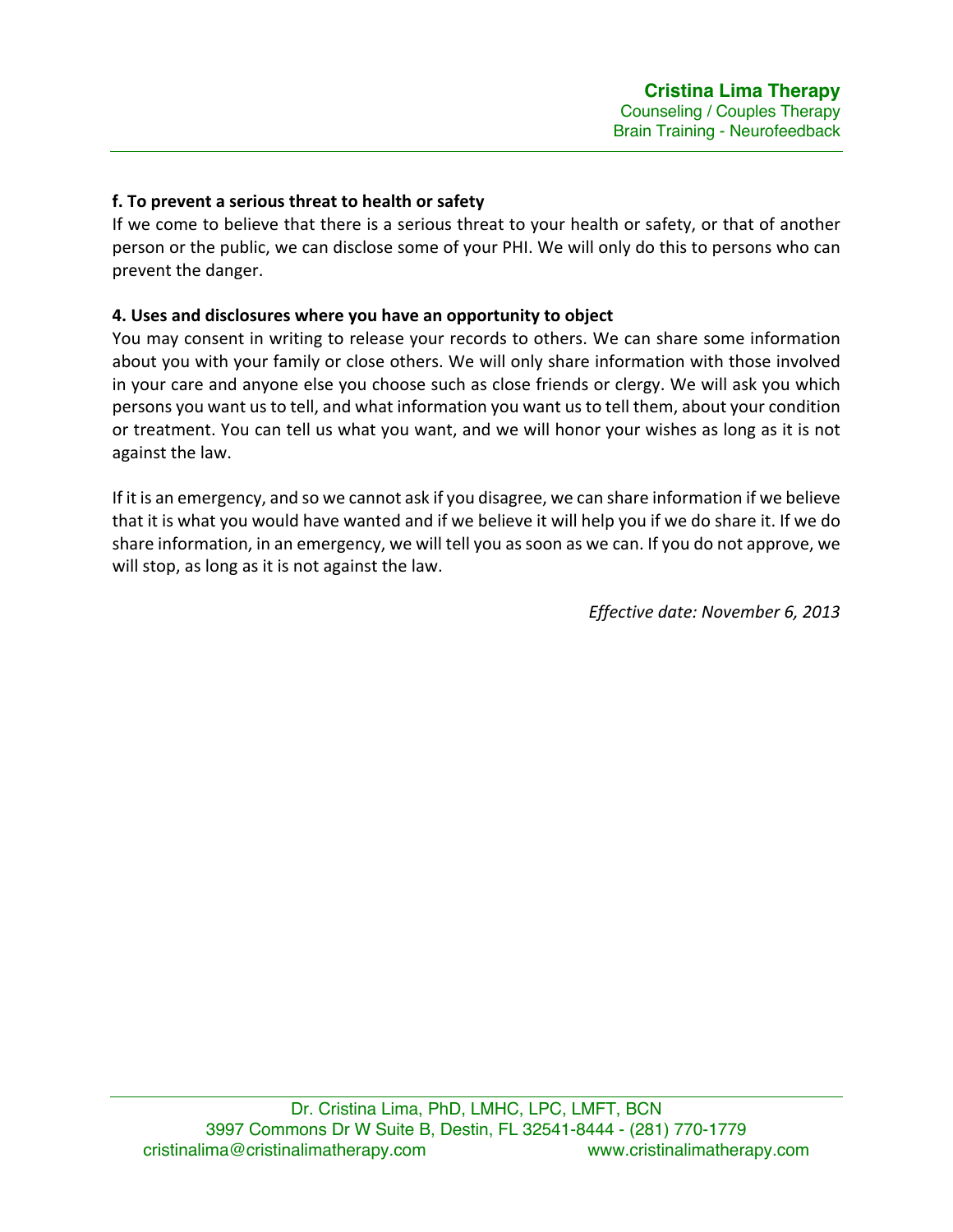**f. To prevent a serious threat to health or safety**

If we come to believe that there is a serious threat to your health or safety, or that of another person or the public, we can disclose some of your PHI. We will only do this to persons who can prevent the danger.

**4. Uses and disclosures where you have an opportunity to object**

You may consent in writing to release your records to others. We can share some information about you with your family or close others. We will only share information with those involved in your care and anyone else you choose such as close friends or clergy. We will ask you which persons you want us to tell, and what information you want us to tell them, about your condition or treatment. You can tell us what you want, and we will honor your wishes as long as it is not against the law.

If it is an emergency, and so we cannot ask if you disagree, we can share information if we believe that it is what you would have wanted and if we believe it will help you if we do share it. If we do share information, in an emergency, we will tell you as soon as we can. If you do not approve, we will stop, as long as it is not against the law.

*Effective date: November 6, 2013*